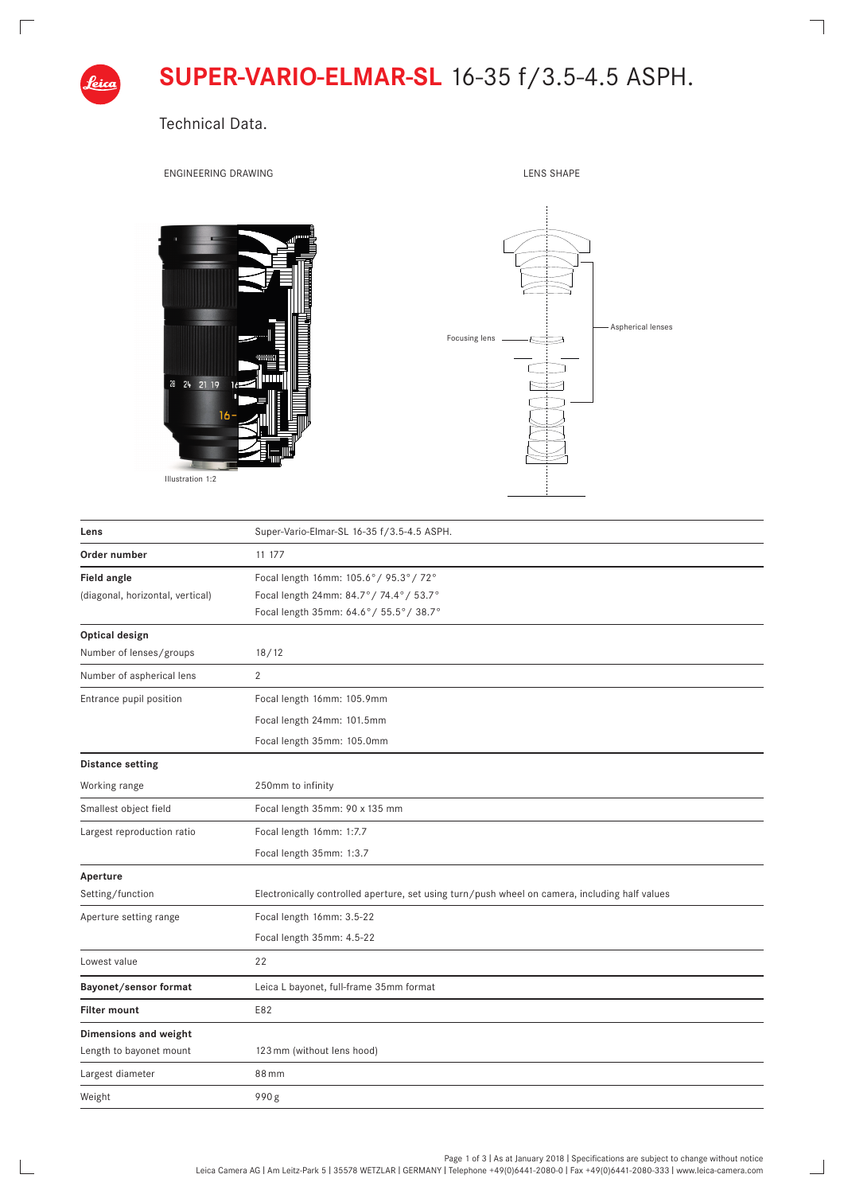# SUPER-VARIO-ELMAR-SL 16-35 f/3.5-4.5 ASPH.

## Technical Data.

ENGINEERING DRAWING

Illustration 1:2

LENS SHAPE

Focusing lens

Aspherical lenses

| Lens | Super-Vario-Elmar-SL 16-35 f/3.5-4.5 ASPH. |
|---|---|
| **Order number** | 11 177 |
| **Field angle** (diagonal, horizontal, vertical) | Focal length 16mm: 105.6° / 95.3° / 72°<br>Focal length 24mm: 84.7° / 74.4° / 53.7°<br>Focal length 35mm: 64.6° / 55.5° / 38.7° |
| **Optical design** | |
| Number of lenses/groups | 18 / 12 |
| Number of aspherical lens | 2 |
| Entrance pupil position | Focal length 16mm: 105.9mm<br>Focal length 24mm: 101.5mm<br>Focal length 35mm: 105.0mm |
| **Distance setting** | |
| Working range | 250mm to infinity |
| Smallest object field | Focal length 35mm: 90 x 135 mm |
| Largest reproduction ratio | Focal length 16mm: 1:7.7<br>Focal length 35mm: 1:3.7 |
| **Aperture** | |
| Setting/function | Electronically controlled aperture, set using turn/push wheel on camera, including half values |
| Aperture setting range | Focal length 16mm: 3.5-22<br>Focal length 35mm: 4.5-22 |
| Lowest value | 22 |
| **Bayonet/sensor format** | Leica L bayonet, full-frame 35mm format |
| **Filter mount** | E82 |
| **Dimensions and weight** | |
| Length to bayonet mount | 123 mm (without lens hood) |
| Largest diameter | 88 mm |
| Weight | 990 g |

As at January 2018 | Specifications are subject to change without notice

Leica Camera AG | Am Leitz-Park 5 | 35578 WETZLAR | GERMANY | Telephone +49(0)6441-2080-0 | Fax +49(0)6441-2080-333 | www.leica-camera.com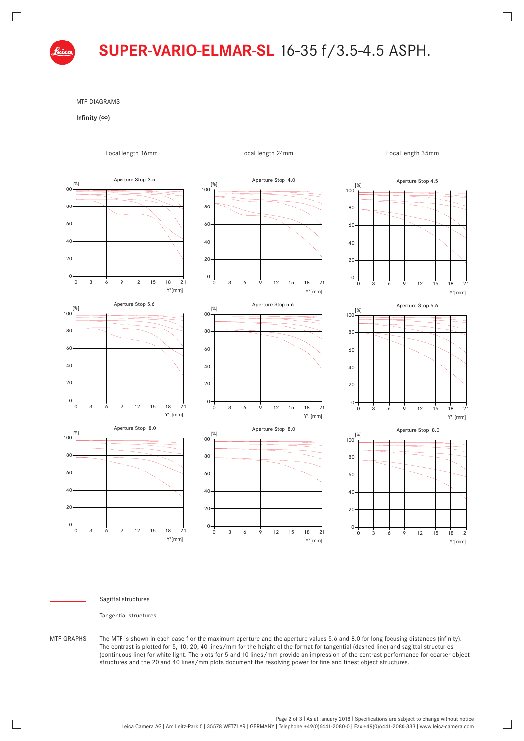# SUPER-VARIO-ELMAR-SL 16-35 f/3.5-4.5 ASPH.

MTF DIAGRAMS

**Infinity (∞)**

Focal length 16mm

Aperture Stop 3.5

Aperture Stop 5.6

Aperture Stop 8.0

Focal length 24mm

Aperture Stop 4.0

Aperture Stop 5.6

Aperture Stop 8.0

Focal length 35mm

Aperture Stop 4.5

Aperture Stop 5.6

Aperture Stop 8.0

Sagittal structures

Tangential structures

MTF GRAPHS The MTF is shown in each case f or the maximum aperture and the aperture values 5.6 and 8.0 for long focusing distances (infinity). The contrast is plotted for 5, 10, 20, 40 lines/mm for the height of the format for tangential (dashed line) and sagittal structur es (continuous line) for white light. The plots for 5 and 10 lines/mm provide an impression of the contrast performance for coarser object structures and the 20 and 40 lines/mm plots document the resolving power for fine and finest object structures.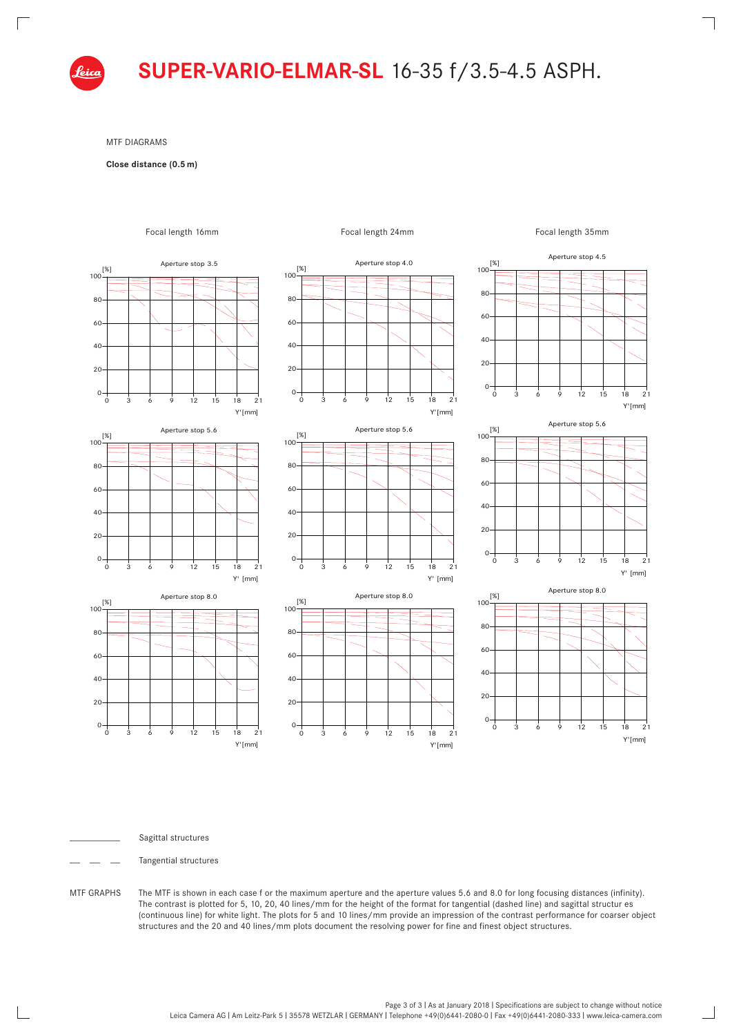# SUPER-VARIO-ELMAR-SL 16-35 f/3.5-4.5 ASPH.

MTF DIAGRAMS

**Close distance (0.5 m)**

Focal length 16mm

Aperture stop 3.5

[%]

100
80
60
40
20
0

0 3 6 9 12 15 18 21

Y'[mm]

Aperture stop 5.6

[%]

100
80
60
40
20
0

0 3 6 9 12 15 18 21

Y' [mm]

Aperture stop 8.0

[%]

100
80
60
40
20
0

0 3 6 9 12 15 18 21

Y'[mm]

Focal length 24mm

Aperture stop 4.0

[%]

100
80
60
40
20
0

0 3 6 9 12 15 18 21

Y'[mm]

Aperture stop 5.6

[%]

100
80
60
40
20
0

0 3 6 9 12 15 18 21

Y' [mm]

Aperture stop 8.0

[%]

100
80
60
40
20
0

0 3 6 9 12 15 18 21

Y'[mm]

Focal length 35mm

Aperture stop 4.5

[%]

100
80
60
40
20
0

0 3 6 9 12 15 18 21

Y'[mm]

Aperture stop 5.6

[%]

100
80
60
40
20
0

0 3 6 9 12 15 18 21

Y' [mm]

Aperture stop 8.0

[%]

100
80
60
40
20
0

0 3 6 9 12 15 18 21

Y'[mm]

Sagittal structures

Tangential structures

MTF GRAPHS The MTF is shown in each case f or the maximum aperture and the aperture values 5.6 and 8.0 for long focusing distances (infinity). The contrast is plotted for 5, 10, 20, 40 lines/mm for the height of the format for tangential (dashed line) and sagittal structur es (continuous line) for white light. The plots for 5 and 10 lines/mm provide an impression of the contrast performance for coarser object structures and the 20 and 40 lines/mm plots document the resolving power for fine and finest object structures.

As at January 2018 | Specifications are subject to change without notice

Leica Camera AG | Am Leitz-Park 5 | 35578 WETZLAR | GERMANY | Telephone +49(0)6441-2080-0 | Fax +49(0)6441-2080-333 | www.leica-camera.com